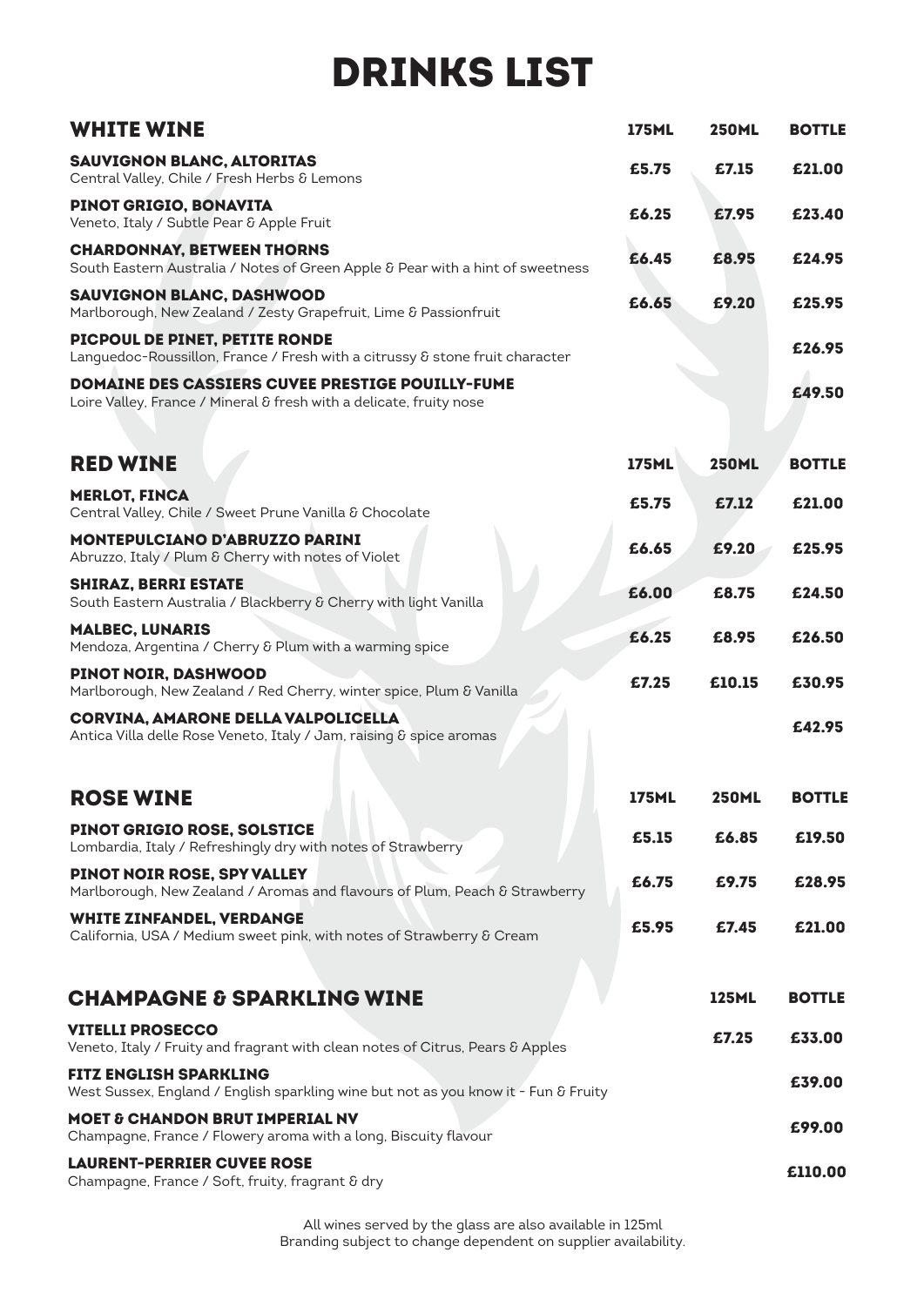# DRINKS LIST

## WHITE WINE

| WHITE WINE | 175ML | 250ML | BOTTLE |
|---|---|---|---|
| **SAUVIGNON BLANC, ALTORITAS**<br>Central Valley, Chile / Fresh Herbs & Lemons | £5.75 | £7.15 | £21.00 |
| **PINOT GRIGIO, BONAVITA**<br>Veneto, Italy / Subtle Pear & Apple Fruit | £6.25 | £7.95 | £23.40 |
| **CHARDONNAY, BETWEEN THORNS**<br>South Eastern Australia / Notes of Green Apple & Pear with a hint of sweetness | £6.45 | £8.95 | £24.95 |
| **SAUVIGNON BLANC, DASHWOOD**<br>Marlborough, New Zealand / Zesty Grapefruit, Lime & Passionfruit | £6.65 | £9.20 | £25.95 |
| **PICPOUL DE PINET, PETITE RONDE**<br>Languedoc-Roussillon, France / Fresh with a citrussy & stone fruit character | | | £26.95 |
| **DOMAINE DES CASSIERS CUVEE PRESTIGE POUILLY-FUME**<br>Loire Valley, France / Mineral & fresh with a delicate, fruity nose | | | £49.50 |

## RED WINE

| RED WINE | 175ML | 250ML | BOTTLE |
|---|---|---|---|
| **MERLOT, FINCA**<br>Central Valley, Chile / Sweet Prune Vanilla & Chocolate | £5.75 | £7.12 | £21.00 |
| **MONTEPULCIANO D'ABRUZZO PARINI**<br>Abruzzo, Italy / Plum & Cherry with notes of Violet | £6.65 | £9.20 | £25.95 |
| **SHIRAZ, BERRI ESTATE**<br>South Eastern Australia / Blackberry & Cherry with light Vanilla | £6.00 | £8.75 | £24.50 |
| **MALBEC, LUNARIS**<br>Mendoza, Argentina / Cherry & Plum with a warming spice | £6.25 | £8.95 | £26.50 |
| **PINOT NOIR, DASHWOOD**<br>Marlborough, New Zealand / Red Cherry, winter spice, Plum & Vanilla | £7.25 | £10.15 | £30.95 |
| **CORVINA, AMARONE DELLA VALPOLICELLA**<br>Antica Villa delle Rose Veneto, Italy / Jam, raising & spice aromas | | | £42.95 |

## ROSE WINE

| ROSE WINE | 175ML | 250ML | BOTTLE |
|---|---|---|---|
| **PINOT GRIGIO ROSE, SOLSTICE**<br>Lombardia, Italy / Refreshingly dry with notes of Strawberry | £5.15 | £6.85 | £19.50 |
| **PINOT NOIR ROSE, SPY VALLEY**<br>Marlborough, New Zealand / Aromas and flavours of Plum, Peach & Strawberry | £6.75 | £9.75 | £28.95 |
| **WHITE ZINFANDEL, VERDANGE**<br>California, USA / Medium sweet pink, with notes of Strawberry & Cream | £5.95 | £7.45 | £21.00 |

## CHAMPAGNE & SPARKLING WINE

| CHAMPAGNE & SPARKLING WINE | 125ML | BOTTLE |
|---|---|---|
| **VITELLI PROSECCO**<br>Veneto, Italy / Fruity and fragrant with clean notes of Citrus, Pears & Apples | £7.25 | £33.00 |
| **FITZ ENGLISH SPARKLING**<br>West Sussex, England / English sparkling wine but not as you know it - Fun & Fruity | | £39.00 |
| **MOET & CHANDON BRUT IMPERIAL NV**<br>Champagne, France / Flowery aroma with a long, Biscuity flavour | | £99.00 |
| **LAURENT-PERRIER CUVEE ROSE**<br>Champagne, France / Soft, fruity, fragrant & dry | | £110.00 |

All wines served by the glass are also available in 125ml
Branding subject to change dependent on supplier availability.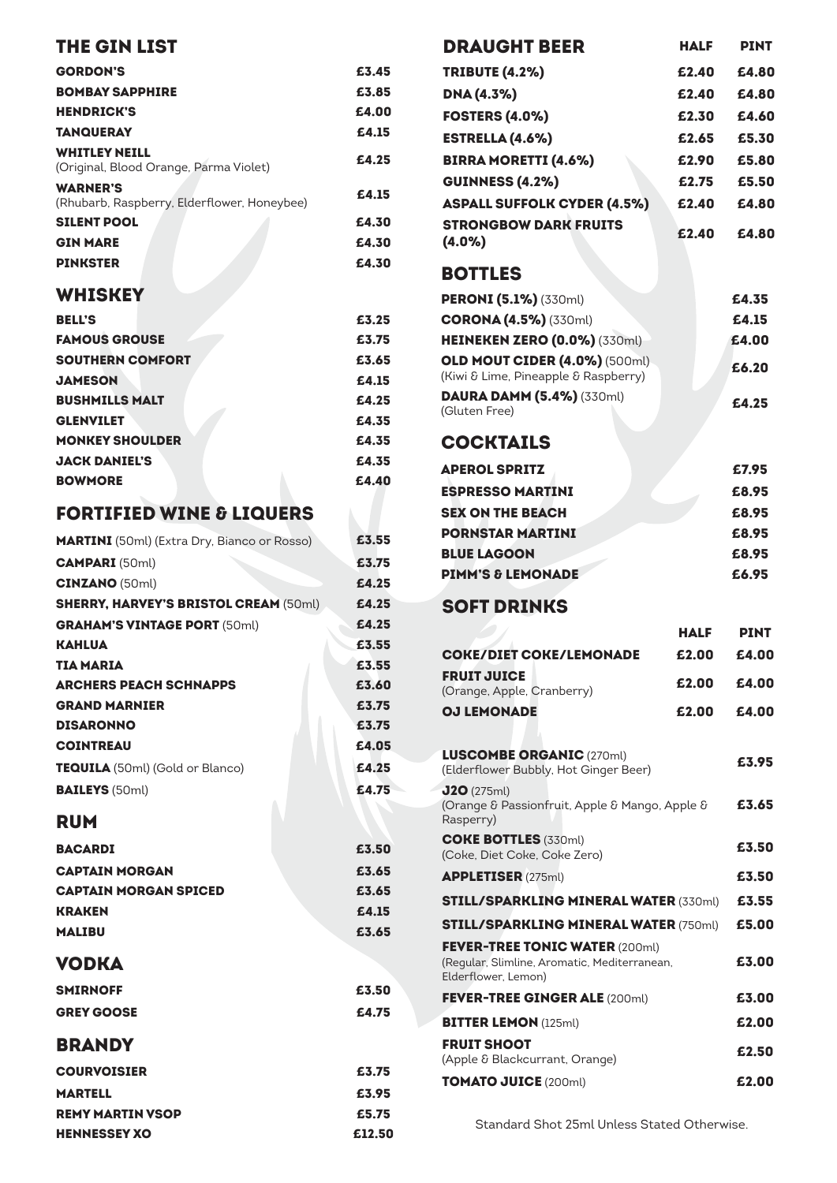## THE GIN LIST

| | |
|---|---|
| **GORDON'S** | £3.45 |
| **BOMBAY SAPPHIRE** | £3.85 |
| **HENDRICK'S** | £4.00 |
| **TANQUERAY** | £4.15 |
| **WHITLEY NEILL** (Original, Blood Orange, Parma Violet) | £4.25 |
| **WARNER'S** (Rhubarb, Raspberry, Elderflower, Honeybee) | £4.15 |
| **SILENT POOL** | £4.30 |
| **GIN MARE** | £4.30 |
| **PINKSTER** | £4.30 |

## WHISKEY

| | |
|---|---|
| **BELL'S** | £3.25 |
| **FAMOUS GROUSE** | £3.75 |
| **SOUTHERN COMFORT** | £3.65 |
| **JAMESON** | £4.15 |
| **BUSHMILLS MALT** | £4.25 |
| **GLENVILET** | £4.35 |
| **MONKEY SHOULDER** | £4.35 |
| **JACK DANIEL'S** | £4.35 |
| **BOWMORE** | £4.40 |

## FORTIFIED WINE & LIQUERS

| | |
|---|---|
| **MARTINI** (50ml) (Extra Dry, Bianco or Rosso) | £3.55 |
| **CAMPARI** (50ml) | £3.75 |
| **CINZANO** (50ml) | £4.25 |
| **SHERRY, HARVEY'S BRISTOL CREAM** (50ml) | £4.25 |
| **GRAHAM'S VINTAGE PORT** (50ml) | £4.25 |
| **KAHLUA** | £3.55 |
| **TIA MARIA** | £3.55 |
| **ARCHERS PEACH SCHNAPPS** | £3.60 |
| **GRAND MARNIER** | £3.75 |
| **DISARONNO** | £3.75 |
| **COINTREAU** | £4.05 |
| **TEQUILA** (50ml) (Gold or Blanco) | £4.25 |
| **BAILEYS** (50ml) | £4.75 |

## RUM

| | |
|---|---|
| **BACARDI** | £3.50 |
| **CAPTAIN MORGAN** | £3.65 |
| **CAPTAIN MORGAN SPICED** | £3.65 |
| **KRAKEN** | £4.15 |
| **MALIBU** | £3.65 |

## VODKA

| | |
|---|---|
| **SMIRNOFF** | £3.50 |
| **GREY GOOSE** | £4.75 |

## BRANDY

| | |
|---|---|
| **COURVOISIER** | £3.75 |
| **MARTELL** | £3.95 |
| **REMY MARTIN VSOP** | £5.75 |
| **HENNESSEY XO** | £12.50 |

## DRAUGHT BEER

| | HALF | PINT |
|---|---|---|
| **TRIBUTE (4.2%)** | £2.40 | £4.80 |
| **DNA (4.3%)** | £2.40 | £4.80 |
| **FOSTERS (4.0%)** | £2.30 | £4.60 |
| **ESTRELLA (4.6%)** | £2.65 | £5.30 |
| **BIRRA MORETTI (4.6%)** | £2.90 | £5.80 |
| **GUINNESS (4.2%)** | £2.75 | £5.50 |
| **ASPALL SUFFOLK CYDER (4.5%)** | £2.40 | £4.80 |
| **STRONGBOW DARK FRUITS (4.0%)** | £2.40 | £4.80 |

## BOTTLES

| | |
|---|---|
| **PERONI (5.1%)** (330ml) | £4.35 |
| **CORONA (4.5%)** (330ml) | £4.15 |
| **HEINEKEN ZERO (0.0%)** (330ml) | £4.00 |
| **OLD MOUT CIDER (4.0%)** (500ml) (Kiwi & Lime, Pineapple & Raspberry) | £6.20 |
| **DAURA DAMM (5.4%)** (330ml) (Gluten Free) | £4.25 |

## COCKTAILS

| | |
|---|---|
| **APEROL SPRITZ** | £7.95 |
| **ESPRESSO MARTINI** | £8.95 |
| **SEX ON THE BEACH** | £8.95 |
| **PORNSTAR MARTINI** | £8.95 |
| **BLUE LAGOON** | £8.95 |
| **PIMM'S & LEMONADE** | £6.95 |

## SOFT DRINKS

| | HALF | PINT |
|---|---|---|
| **COKE/DIET COKE/LEMONADE** | £2.00 | £4.00 |
| **FRUIT JUICE** (Orange, Apple, Cranberry) | £2.00 | £4.00 |
| **OJ LEMONADE** | £2.00 | £4.00 |

| | |
|---|---|
| **LUSCOMBE ORGANIC** (270ml) (Elderflower Bubbly, Hot Ginger Beer) | £3.95 |
| **J2O** (275ml) (Orange & Passionfruit, Apple & Mango, Apple & Rasperry) | £3.65 |
| **COKE BOTTLES** (330ml) (Coke, Diet Coke, Coke Zero) | £3.50 |
| **APPLETISER** (275ml) | £3.50 |
| **STILL/SPARKLING MINERAL WATER** (330ml) | £3.55 |
| **STILL/SPARKLING MINERAL WATER** (750ml) | £5.00 |
| **FEVER-TREE TONIC WATER** (200ml) (Regular, Slimline, Aromatic, Mediterranean, Elderflower, Lemon) | £3.00 |
| **FEVER-TREE GINGER ALE** (200ml) | £3.00 |
| **BITTER LEMON** (125ml) | £2.00 |
| **FRUIT SHOOT** (Apple & Blackcurrant, Orange) | £2.50 |
| **TOMATO JUICE** (200ml) | £2.00 |

Standard Shot 25ml Unless Stated Otherwise.